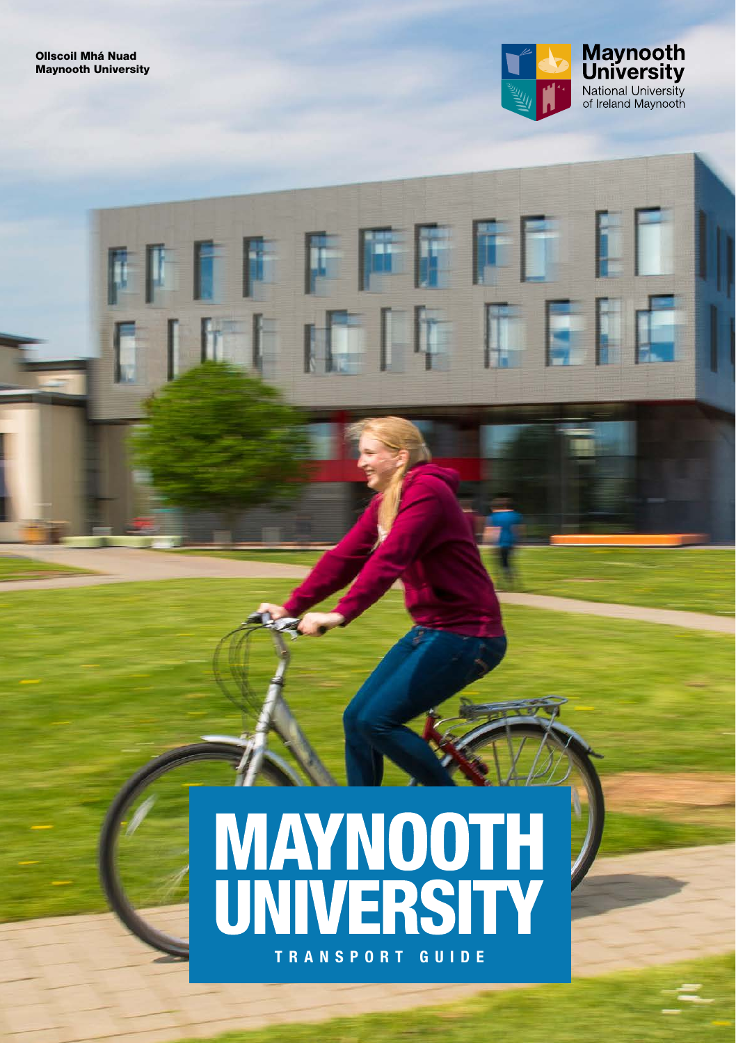Ollscoil Mhá Nuad
Maynooth University

**Maynooth University**
National University of Ireland Maynooth

# MAYNOOTH UNIVERSITY

## TRANSPORT GUIDE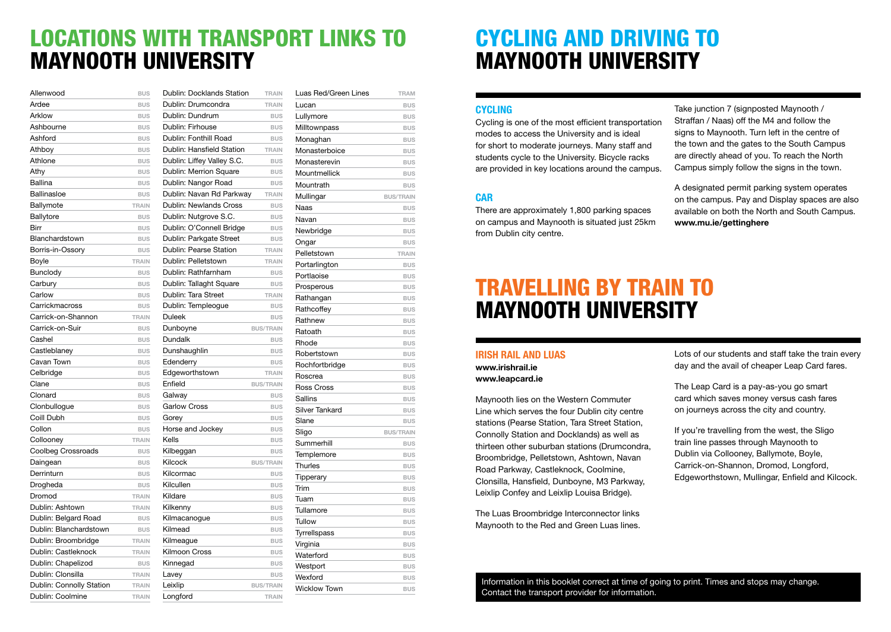# LOCATIONS WITH TRANSPORT LINKS TO MAYNOOTH UNIVERSITY

| Location | Transport |
|---|---|
| Allenwood | BUS |
| Ardee | BUS |
| Arklow | BUS |
| Ashbourne | BUS |
| Ashford | BUS |
| Athboy | BUS |
| Athlone | BUS |
| Athy | BUS |
| Ballina | BUS |
| Ballinasloe | BUS |
| Ballymote | TRAIN |
| Ballytore | BUS |
| Birr | BUS |
| Blanchardstown | BUS |
| Borris-in-Ossory | BUS |
| Boyle | TRAIN |
| Bunclody | BUS |
| Carbury | BUS |
| Carlow | BUS |
| Carrickmacross | BUS |
| Carrick-on-Shannon | TRAIN |
| Carrick-on-Suir | BUS |
| Cashel | BUS |
| Castleblaney | BUS |
| Cavan Town | BUS |
| Celbridge | BUS |
| Clane | BUS |
| Clonard | BUS |
| Clonbullogue | BUS |
| Coill Dubh | BUS |
| Collon | BUS |
| Collooney | TRAIN |
| Coolbeg Crossroads | BUS |
| Daingean | BUS |
| Derrinturn | BUS |
| Drogheda | BUS |
| Dromod | TRAIN |
| Dublin: Ashtown | TRAIN |
| Dublin: Belgard Road | BUS |
| Dublin: Blanchardstown | BUS |
| Dublin: Broombridge | TRAIN |
| Dublin: Castleknock | TRAIN |
| Dublin: Chapelizod | BUS |
| Dublin: Clonsilla | TRAIN |
| Dublin: Connolly Station | TRAIN |
| Dublin: Coolmine | TRAIN |
| Dublin: Docklands Station | TRAIN |
| Dublin: Drumcondra | TRAIN |
| Dublin: Dundrum | BUS |
| Dublin: Firhouse | BUS |
| Dublin: Fonthill Road | BUS |
| Dublin: Hansfield Station | TRAIN |
| Dublin: Liffey Valley S.C. | BUS |
| Dublin: Merrion Square | BUS |
| Dublin: Nangor Road | BUS |
| Dublin: Navan Rd Parkway | TRAIN |
| Dublin: Newlands Cross | BUS |
| Dublin: Nutgrove S.C. | BUS |
| Dublin: O'Connell Bridge | BUS |
| Dublin: Parkgate Street | BUS |
| Dublin: Pearse Station | TRAIN |
| Dublin: Pelletstown | TRAIN |
| Dublin: Rathfarnham | BUS |
| Dublin: Tallaght Square | BUS |
| Dublin: Tara Street | TRAIN |
| Dublin: Templeogue | BUS |
| Duleek | BUS |
| Dunboyne | BUS/TRAIN |
| Dundalk | BUS |
| Dunshaughlin | BUS |
| Edenderry | BUS |
| Edgeworthstown | TRAIN |
| Enfield | BUS/TRAIN |
| Galway | BUS |
| Garlow Cross | BUS |
| Gorey | BUS |
| Horse and Jockey | BUS |
| Kells | BUS |
| Kilbeggan | BUS |
| Kilcock | BUS/TRAIN |
| Kilcormac | BUS |
| Kilcullen | BUS |
| Kildare | BUS |
| Kilkenny | BUS |
| Kilmacanogue | BUS |
| Kilmead | BUS |
| Kilmeague | BUS |
| Kilmoon Cross | BUS |
| Kinnegad | BUS |
| Lavey | BUS |
| Leixlip | BUS/TRAIN |
| Longford | TRAIN |
| Luas Red/Green Lines | TRAM |
| Lucan | BUS |
| Lullymore | BUS |
| Milltownpass | BUS |
| Monaghan | BUS |
| Monasterboice | BUS |
| Monasterevin | BUS |
| Mountmellick | BUS |
| Mountrath | BUS |
| Mullingar | BUS/TRAIN |
| Naas | BUS |
| Navan | BUS |
| Newbridge | BUS |
| Ongar | BUS |
| Pelletstown | TRAIN |
| Portarlington | BUS |
| Portlaoise | BUS |
| Prosperous | BUS |
| Rathangan | BUS |
| Rathcoffey | BUS |
| Rathnew | BUS |
| Ratoath | BUS |
| Rhode | BUS |
| Robertstown | BUS |
| Rochfortbridge | BUS |
| Roscrea | BUS |
| Ross Cross | BUS |
| Sallins | BUS |
| Silver Tankard | BUS |
| Slane | BUS |
| Sligo | BUS/TRAIN |
| Summerhill | BUS |
| Templemore | BUS |
| Thurles | BUS |
| Tipperary | BUS |
| Trim | BUS |
| Tuam | BUS |
| Tullamore | BUS |
| Tullow | BUS |
| Tyrrellspass | BUS |
| Virginia | BUS |
| Waterford | BUS |
| Westport | BUS |
| Wexford | BUS |
| Wicklow Town | BUS |

# CYCLING AND DRIVING TO MAYNOOTH UNIVERSITY

### CYCLING

Cycling is one of the most efficient transportation modes to access the University and is ideal for short to moderate journeys. Many staff and students cycle to the University. Bicycle racks are provided in key locations around the campus.

### CAR

There are approximately 1,800 parking spaces on campus and Maynooth is situated just 25km from Dublin city centre.

Take junction 7 (signposted Maynooth / Straffan / Naas) off the M4 and follow the signs to Maynooth. Turn left in the centre of the town and the gates to the South Campus are directly ahead of you. To reach the North Campus simply follow the signs in the town.

A designated permit parking system operates on the campus. Pay and Display spaces are also available on both the North and South Campus. **www.mu.ie/gettinghere**

# TRAVELLING BY TRAIN TO MAYNOOTH UNIVERSITY

### IRISH RAIL AND LUAS

**www.irishrail.ie**
**www.leapcard.ie**

Maynooth lies on the Western Commuter Line which serves the four Dublin city centre stations (Pearse Station, Tara Street Station, Connolly Station and Docklands) as well as thirteen other suburban stations (Drumcondra, Broombridge, Pelletstown, Ashtown, Navan Road Parkway, Castleknock, Coolmine, Clonsilla, Hansfield, Dunboyne, M3 Parkway, Leixlip Confey and Leixlip Louisa Bridge).

The Luas Broombridge Interconnector links Maynooth to the Red and Green Luas lines.

Lots of our students and staff take the train every day and the avail of cheaper Leap Card fares.

The Leap Card is a pay-as-you go smart card which saves money versus cash fares on journeys across the city and country.

If you're travelling from the west, the Sligo train line passes through Maynooth to Dublin via Collooney, Ballymote, Boyle, Carrick-on-Shannon, Dromod, Longford, Edgeworthstown, Mullingar, Enfield and Kilcock.

Information in this booklet correct at time of going to print. Times and stops may change. Contact the transport provider for information.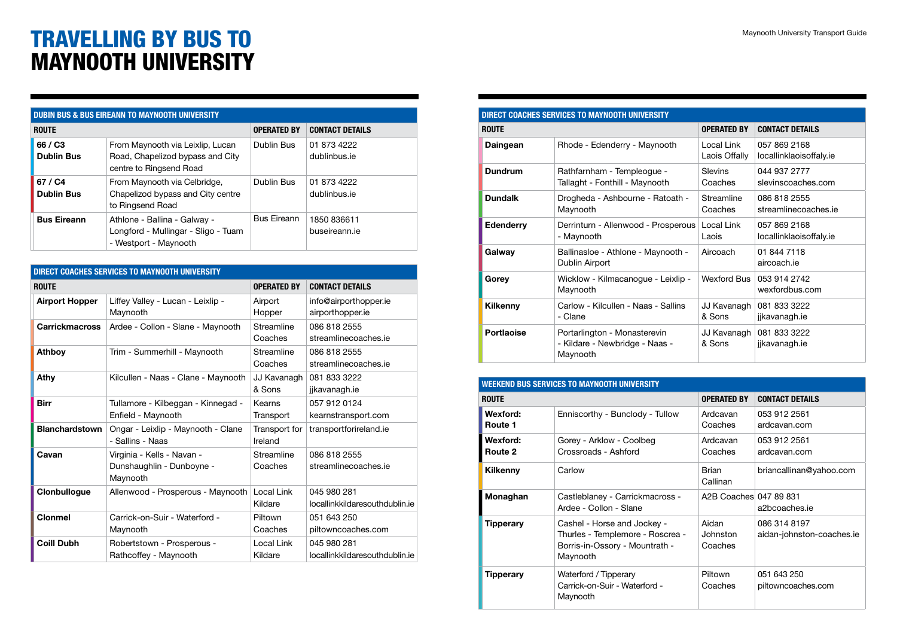# TRAVELLING BY BUS TO MAYNOOTH UNIVERSITY

| DUBIN BUS & BUS EIREANN TO MAYNOOTH UNIVERSITY | | | |
|---|---|---|---|
| **ROUTE** | | **OPERATED BY** | **CONTACT DETAILS** |
| **66 / C3 Dublin Bus** | From Maynooth via Leixlip, Lucan Road, Chapelizod bypass and City centre to Ringsend Road | Dublin Bus | 01 873 4222 dublinbus.ie |
| **67 / C4 Dublin Bus** | From Maynooth via Celbridge, Chapelizod bypass and City centre to Ringsend Road | Dublin Bus | 01 873 4222 dublinbus.ie |
| **Bus Eireann** | Athlone - Ballina - Galway - Longford - Mullingar - Sligo - Tuam - Westport - Maynooth | Bus Eireann | 1850 836611 buseireann.ie |

| DIRECT COACHES SERVICES TO MAYNOOTH UNIVERSITY | | | |
|---|---|---|---|
| **ROUTE** | | **OPERATED BY** | **CONTACT DETAILS** |
| **Airport Hopper** | Liffey Valley - Lucan - Leixlip - Maynooth | Airport Hopper | info@airporthopper.ie airporthopper.ie |
| **Carrickmacross** | Ardee - Collon - Slane - Maynooth | Streamline Coaches | 086 818 2555 streamlinecoaches.ie |
| **Athboy** | Trim - Summerhill - Maynooth | Streamline Coaches | 086 818 2555 streamlinecoaches.ie |
| **Athy** | Kilcullen - Naas - Clane - Maynooth | JJ Kavanagh & Sons | 081 833 3222 jjkavanagh.ie |
| **Birr** | Tullamore - Kilbeggan - Kinnegad - Enfield - Maynooth | Kearns Transport | 057 912 0124 kearnstransport.com |
| **Blanchardstown** | Ongar - Leixlip - Maynooth - Clane - Sallins - Naas | Transport for Ireland | transportforireland.ie |
| **Cavan** | Virginia - Kells - Navan - Dunshaughlin - Dunboyne - Maynooth | Streamline Coaches | 086 818 2555 streamlinecoaches.ie |
| **Clonbullogue** | Allenwood - Prosperous - Maynooth | Local Link Kildare | 045 980 281 locallinkkildaresouthdublin.ie |
| **Clonmel** | Carrick-on-Suir - Waterford - Maynooth | Piltown Coaches | 051 643 250 piltowncoaches.com |
| **Coill Dubh** | Robertstown - Prosperous - Rathcoffey - Maynooth | Local Link Kildare | 045 980 281 locallinkkildaresouthdublin.ie |

| DIRECT COACHES SERVICES TO MAYNOOTH UNIVERSITY | | | |
|---|---|---|---|
| **ROUTE** | | **OPERATED BY** | **CONTACT DETAILS** |
| **Daingean** | Rhode - Edenderry - Maynooth | Local Link Laois Offaly | 057 869 2168 locallinklaoisoffaly.ie |
| **Dundrum** | Rathfarnham - Templeogue - Tallaght - Fonthill - Maynooth | Slevins Coaches | 044 937 2777 slevinscoaches.com |
| **Dundalk** | Drogheda - Ashbourne - Ratoath - Maynooth | Streamline Coaches | 086 818 2555 streamlinecoaches.ie |
| **Edenderry** | Derrinturn - Allenwood - Prosperous - Maynooth | Local Link Laois | 057 869 2168 locallinklaoisoffaly.ie |
| **Galway** | Ballinasloe - Athlone - Maynooth - Dublin Airport | Aircoach | 01 844 7118 aircoach.ie |
| **Gorey** | Wicklow - Kilmacanogue - Leixlip - Maynooth | Wexford Bus | 053 914 2742 wexfordbus.com |
| **Kilkenny** | Carlow - Kilcullen - Naas - Sallins - Clane | JJ Kavanagh & Sons | 081 833 3222 jjkavanagh.ie |
| **Portlaoise** | Portarlington - Monasterevin - Kildare - Newbridge - Naas - Maynooth | JJ Kavanagh & Sons | 081 833 3222 jjkavanagh.ie |

| WEEKEND BUS SERVICES TO MAYNOOTH UNIVERSITY | | | |
|---|---|---|---|
| **ROUTE** | | **OPERATED BY** | **CONTACT DETAILS** |
| **Wexford: Route 1** | Enniscorthy - Bunclody - Tullow | Ardcavan Coaches | 053 912 2561 ardcavan.com |
| **Wexford: Route 2** | Gorey - Arklow - Coolbeg Crossroads - Ashford | Ardcavan Coaches | 053 912 2561 ardcavan.com |
| **Kilkenny** | Carlow | Brian Callinan | briancallinan@yahoo.com |
| **Monaghan** | Castleblaney - Carrickmacross - Ardee - Collon - Slane | A2B Coaches | 047 89 831 a2bcoaches.ie |
| **Tipperary** | Cashel - Horse and Jockey - Thurles - Templemore - Roscrea - Borris-in-Ossory - Mountrath - Maynooth | Aidan Johnston Coaches | 086 314 8197 aidan-johnston-coaches.ie |
| **Tipperary** | Waterford / Tipperary Carrick-on-Suir - Waterford - Maynooth | Piltown Coaches | 051 643 250 piltowncoaches.com |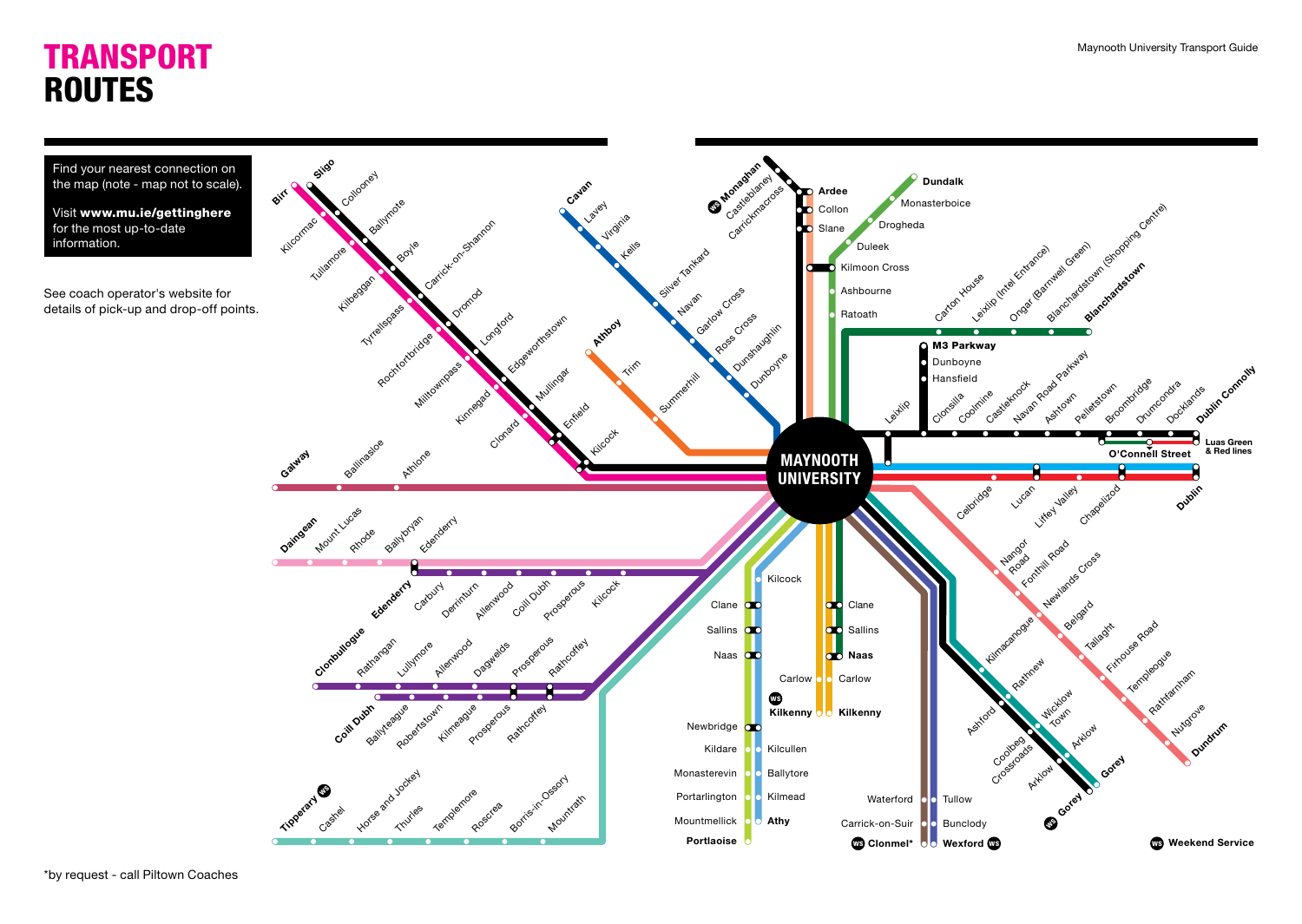# TRANSPORT ROUTES

Maynooth University Transport Guide

Find your nearest connection on the map (note - map not to scale).

Visit **www.mu.ie/gettinghere** for the most up-to-date information.

See coach operator's website for details of pick-up and drop-off points.

**MAYNOOTH UNIVERSITY**

- **Birr** – Kilcormac – Tullamore – Kilbeggan – Tyrrellspass – Rochfortbridge – Milltownpass – Kinnegad – Clonard – Kilcock
- **Sligo** – Collooney – Ballymote – Boyle – Carrick-on-Shannon – Dromod – Longford – Edgeworthstown – Mullingar – Enfield – Kilcock
- **Cavan** – Lavey – Virginia – Kells – Silver Tankard – Navan – Garlow Cross – Ross Cross – Dunshaughlin – Dunboyne
- **Athboy** – Trim – Summerhill
- **Monaghan** (WS) – Castleblaney – Carrickmacross – **Ardee** – Collon – Slane
- **Dundalk** – Monasterboice – Drogheda – Duleek – Kilmoon Cross – Ashbourne – Ratoath
- Carton House – Leixlip (Intel Entrance) – Ongar (Barnwell Green) – Blanchardstown (Shopping Centre) – **Blanchardstown**
- **M3 Parkway** – Dunboyne – Hansfield
- Leixlip – Clonsilla – Coolmine – Castleknock – Navan Road Parkway – Ashtown – Pelletstown – Broombridge – Drumcondra – Docklands – **Dublin Connolly**
- **O'Connell Street** – **Luas Green & Red lines**
- Celbridge – Lucan – Liffey Valley – Chapelizod – **Dublin**
- **Galway** – Ballinasloe – Athlone
- **Daingean** – Mount Lucas – Rhode – Ballybryan – Edenderry
- **Edenderry** – Carbury – Derrinturn – Allenwood – Coill Dubh – Prosperous – Kilcock
- **Clonbullogue** – Rathangan – Lullymore – Allenwood – Dagwelds – Prosperous – Rathcoffey
- **Coill Dubh** – Ballyteague – Robertstown – Kilmeague – Prosperous – Rathcoffey
- **Tipperary** (WS) – Cashel – Horse and Jockey – Thurles – Templemore – Roscrea – Borris-in-Ossory – Mountrath
- Clane – Sallins – Naas – Newbridge – Kildare – Monasterevin – Portarlington – Mountmellick – **Portlaoise**
- Kilcock – Kilcullen – Ballytore – Kilmead – **Athy**
- Carlow – **Kilkenny** (WS)
- Clane – Sallins – **Naas** – Carlow – **Kilkenny**
- Waterford – Carrick-on-Suir – **Clonmel*** (WS)
- Tullow – Bunclody – **Wexford** (WS)
- Nangor Road – Fonthill Road – Newlands Cross – Belgard – Tallaght – Firhouse Road – Templeogue – Rathfarnham – Nutgrove – **Dundrum**
- Kilmacanogue – Rathnew – Ashford – Wicklow Town – Coolbeg Crossroads – Arklow – **Gorey**
- Arklow – **Gorey** (WS)

(WS) Weekend Service

*by request - call Piltown Coaches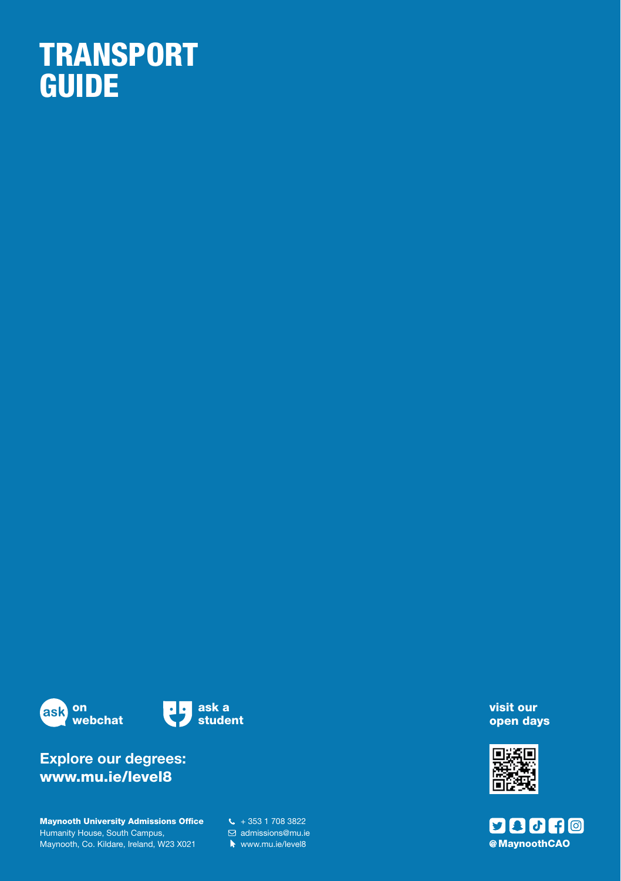# TRANSPORT GUIDE

ask on webchat

ask a student

visit our open days

**Explore our degrees:**
**www.mu.ie/level8**

**Maynooth University Admissions Office**
Humanity House, South Campus,
Maynooth, Co. Kildare, Ireland, W23 X021

+ 353 1 708 3822
admissions@mu.ie
www.mu.ie/level8

**@MaynoothCAO**